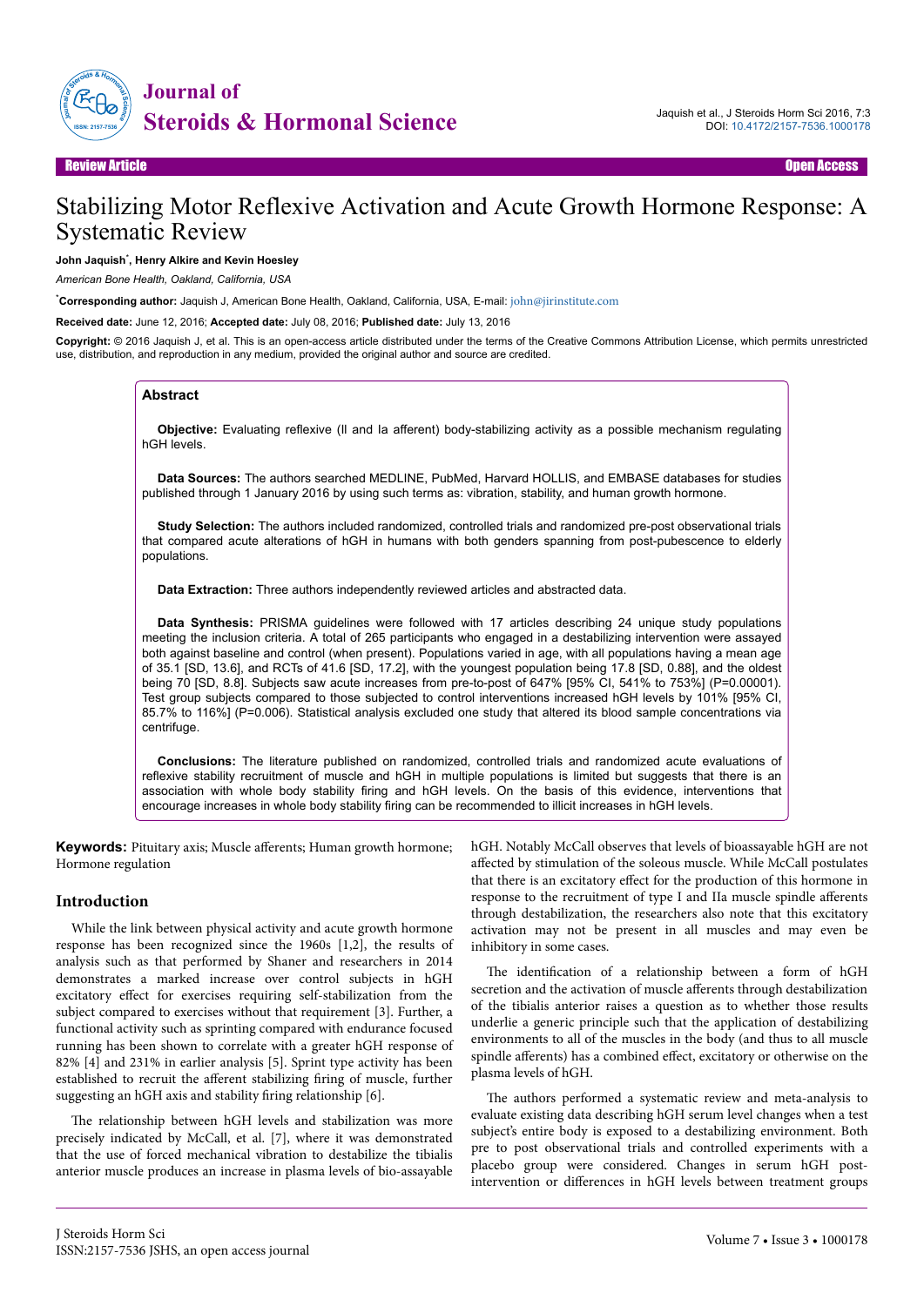Review Article | Open Access

# Stabilizing Motor Reflexive Activation and Acute Growth Hormone Response: A Systematic Review

**John Jaquish***, **Henry Alkire and Kevin Hoesley**

*American Bone Health, Oakland, California, USA*

***Corresponding author:** Jaquish J, American Bone Health, Oakland, California, USA, E-mail: john@jirinstitute.com

**Received date:** June 12, 2016; **Accepted date:** July 08, 2016; **Published date:** July 13, 2016

**Copyright:** © 2016 Jaquish J, et al. This is an open-access article distributed under the terms of the Creative Commons Attribution License, which permits unrestricted use, distribution, and reproduction in any medium, provided the original author and source are credited.

## Abstract

**Objective:** Evaluating reflexive (II and Ia afferent) body-stabilizing activity as a possible mechanism regulating hGH levels.

**Data Sources:** The authors searched MEDLINE, PubMed, Harvard HOLLIS, and EMBASE databases for studies published through 1 January 2016 by using such terms as: vibration, stability, and human growth hormone.

**Study Selection:** The authors included randomized, controlled trials and randomized pre-post observational trials that compared acute alterations of hGH in humans with both genders spanning from post-pubescence to elderly populations.

**Data Extraction:** Three authors independently reviewed articles and abstracted data.

**Data Synthesis:** PRISMA guidelines were followed with 17 articles describing 24 unique study populations meeting the inclusion criteria. A total of 265 participants who engaged in a destabilizing intervention were assayed both against baseline and control (when present). Populations varied in age, with all populations having a mean age of 35.1 [SD, 13.6], and RCTs of 41.6 [SD, 17.2], with the youngest population being 17.8 [SD, 0.88], and the oldest being 70 [SD, 8.8]. Subjects saw acute increases from pre-to-post of 647% [95% CI, 541% to 753%] (P=0.00001). Test group subjects compared to those subjected to control interventions increased hGH levels by 101% [95% CI, 85.7% to 116%] (P=0.006). Statistical analysis excluded one study that altered its blood sample concentrations via centrifuge.

**Conclusions:** The literature published on randomized, controlled trials and randomized acute evaluations of reflexive stability recruitment of muscle and hGH in multiple populations is limited but suggests that there is an association with whole body stability firing and hGH levels. On the basis of this evidence, interventions that encourage increases in whole body stability firing can be recommended to illicit increases in hGH levels.

**Keywords:** Pituitary axis; Muscle afferents; Human growth hormone; Hormone regulation

## Introduction

While the link between physical activity and acute growth hormone response has been recognized since the 1960s [1,2], the results of analysis such as that performed by Shaner and researchers in 2014 demonstrates a marked increase over control subjects in hGH excitatory effect for exercises requiring self-stabilization from the subject compared to exercises without that requirement [3]. Further, a functional activity such as sprinting compared with endurance focused running has been shown to correlate with a greater hGH response of 82% [4] and 231% in earlier analysis [5]. Sprint type activity has been established to recruit the afferent stabilizing firing of muscle, further suggesting an hGH axis and stability firing relationship [6].

The relationship between hGH levels and stabilization was more precisely indicated by McCall, et al. [7], where it was demonstrated that the use of forced mechanical vibration to destabilize the tibialis anterior muscle produces an increase in plasma levels of bio-assayable hGH. Notably McCall observes that levels of bioassayable hGH are not affected by stimulation of the soleous muscle. While McCall postulates that there is an excitatory effect for the production of this hormone in response to the recruitment of type I and IIa muscle spindle afferents through destabilization, the researchers also note that this excitatory activation may not be present in all muscles and may even be inhibitory in some cases.

The identification of a relationship between a form of hGH secretion and the activation of muscle afferents through destabilization of the tibialis anterior raises a question as to whether those results underlie a generic principle such that the application of destabilizing environments to all of the muscles in the body (and thus to all muscle spindle afferents) has a combined effect, excitatory or otherwise on the plasma levels of hGH.

The authors performed a systematic review and meta-analysis to evaluate existing data describing hGH serum level changes when a test subject's entire body is exposed to a destabilizing environment. Both pre to post observational trials and controlled experiments with a placebo group were considered. Changes in serum hGH post-intervention or differences in hGH levels between treatment groups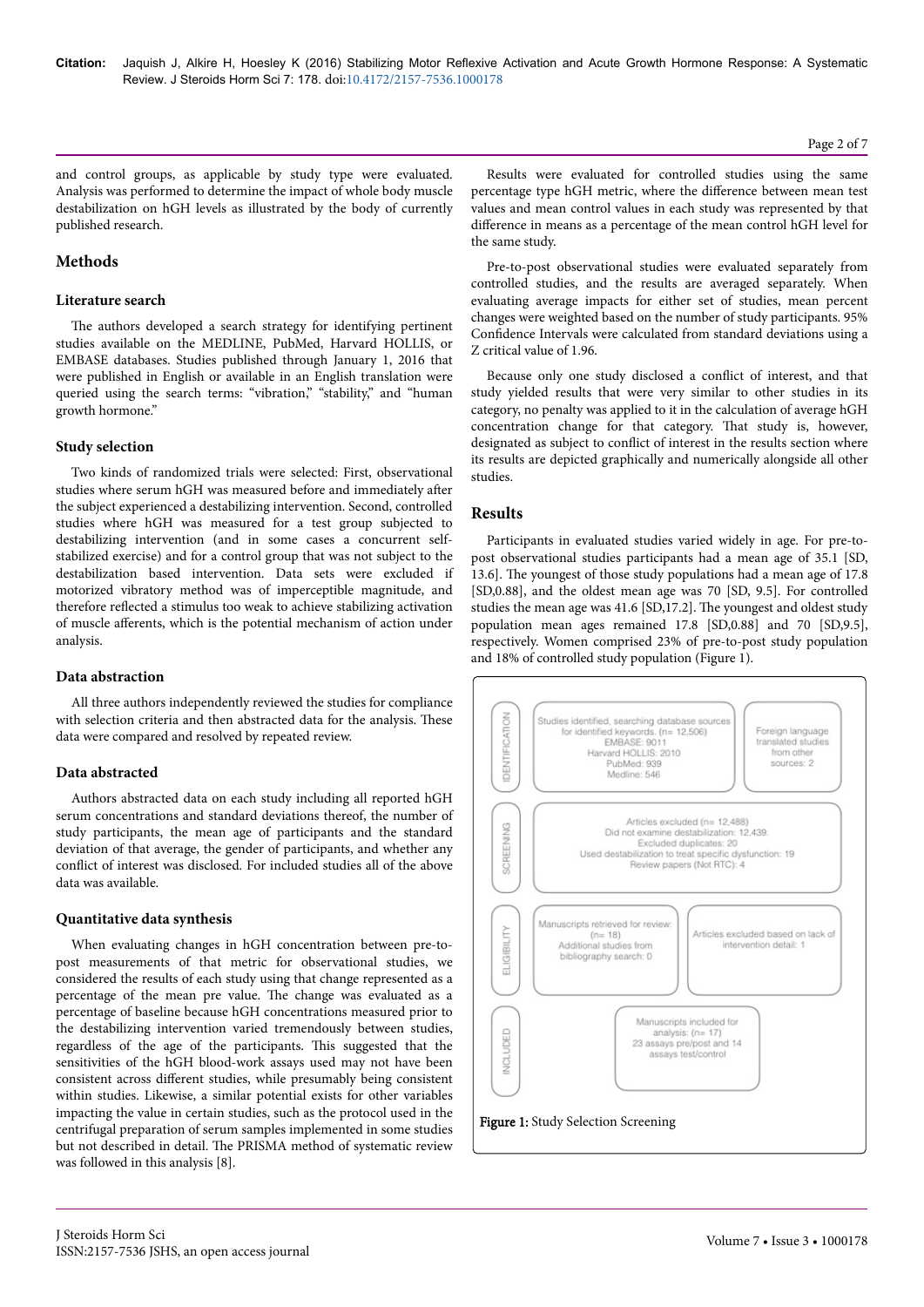and control groups, as applicable by study type were evaluated. Analysis was performed to determine the impact of whole body muscle destabilization on hGH levels as illustrated by the body of currently published research.

## Methods

### Literature search

The authors developed a search strategy for identifying pertinent studies available on the MEDLINE, PubMed, Harvard HOLLIS, or EMBASE databases. Studies published through January 1, 2016 that were published in English or available in an English translation were queried using the search terms: "vibration," "stability," and "human growth hormone."

### Study selection

Two kinds of randomized trials were selected: First, observational studies where serum hGH was measured before and immediately after the subject experienced a destabilizing intervention. Second, controlled studies where hGH was measured for a test group subjected to destabilizing intervention (and in some cases a concurrent self-stabilized exercise) and for a control group that was not subject to the destabilization based intervention. Data sets were excluded if motorized vibratory method was of imperceptible magnitude, and therefore reflected a stimulus too weak to achieve stabilizing activation of muscle afferents, which is the potential mechanism of action under analysis.

### Data abstraction

All three authors independently reviewed the studies for compliance with selection criteria and then abstracted data for the analysis. These data were compared and resolved by repeated review.

### Data abstracted

Authors abstracted data on each study including all reported hGH serum concentrations and standard deviations thereof, the number of study participants, the mean age of participants and the standard deviation of that average, the gender of participants, and whether any conflict of interest was disclosed. For included studies all of the above data was available.

### Quantitative data synthesis

When evaluating changes in hGH concentration between pre-to-post measurements of that metric for observational studies, we considered the results of each study using that change represented as a percentage of the mean pre value. The change was evaluated as a percentage of baseline because hGH concentrations measured prior to the destabilizing intervention varied tremendously between studies, regardless of the age of the participants. This suggested that the sensitivities of the hGH blood-work assays used may not have been consistent across different studies, while presumably being consistent within studies. Likewise, a similar potential exists for other variables impacting the value in certain studies, such as the protocol used in the centrifugal preparation of serum samples implemented in some studies but not described in detail. The PRISMA method of systematic review was followed in this analysis [8].

Results were evaluated for controlled studies using the same percentage type hGH metric, where the difference between mean test values and mean control values in each study was represented by that difference in means as a percentage of the mean control hGH level for the same study.

Pre-to-post observational studies were evaluated separately from controlled studies, and the results are averaged separately. When evaluating average impacts for either set of studies, mean percent changes were weighted based on the number of study participants. 95% Confidence Intervals were calculated from standard deviations using a Z critical value of 1.96.

Because only one study disclosed a conflict of interest, and that study yielded results that were very similar to other studies in its category, no penalty was applied to it in the calculation of average hGH concentration change for that category. That study is, however, designated as subject to conflict of interest in the results section where its results are depicted graphically and numerically alongside all other studies.

## Results

Participants in evaluated studies varied widely in age. For pre-to-post observational studies participants had a mean age of 35.1 [SD, 13.6]. The youngest of those study populations had a mean age of 17.8 [SD,0.88], and the oldest mean age was 70 [SD, 9.5]. For controlled studies the mean age was 41.6 [SD,17.2]. The youngest and oldest study population mean ages remained 17.8 [SD,0.88] and 70 [SD,9.5], respectively. Women comprised 23% of pre-to-post study population and 18% of controlled study population (Figure 1).

IDENTIFICATION: Studies identified, searching database sources for identified keywords. (n= 12,506) EMBASE: 9011 Harvard HOLLIS: 2010 PubMed: 939 Medline: 546 | Foreign language translated studies from other sources: 2

SCREENING: Articles excluded (n= 12,488) Did not examine destabilization: 12,439. Excluded duplicates: 20 Used destabilization to treat specific dysfunction: 19 Review papers (Not RTC): 4

ELIGIBILITY: Manuscripts retrieved for review: (n= 18) Additional studies from bibliography search: 0 | Articles excluded based on lack of intervention detail: 1

INCLUDED: Manuscripts included for analysis: (n= 17) 23 assays pre/post and 14 assays test/control

**Figure 1:** Study Selection Screening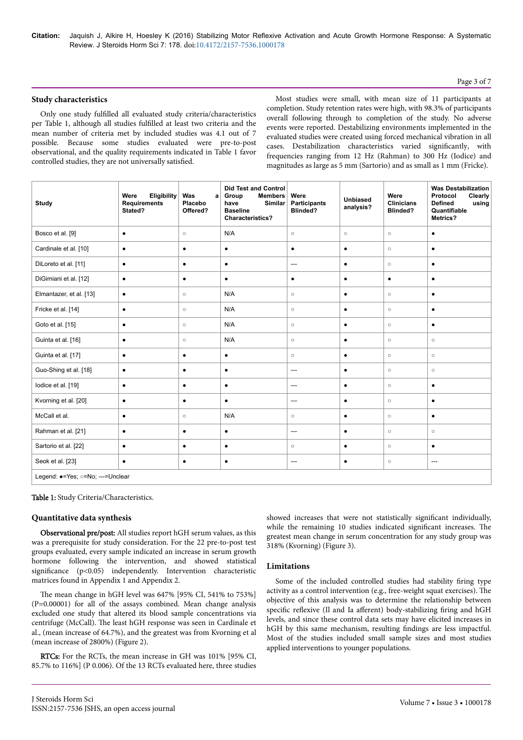## Study characteristics

Only one study fulfilled all evaluated study criteria/characteristics per Table 1, although all studies fulfilled at least two criteria and the mean number of criteria met by included studies was 4.1 out of 7 possible. Because some studies evaluated were pre-to-post observational, and the quality requirements indicated in Table 1 favor controlled studies, they are not universally satisfied.

Most studies were small, with mean size of 11 participants at completion. Study retention rates were high, with 98.3% of participants overall following through to completion of the study. No adverse events were reported. Destabilizing environments implemented in the evaluated studies were created using forced mechanical vibration in all cases. Destabilization characteristics varied significantly, with frequencies ranging from 12 Hz (Rahman) to 300 Hz (Iodice) and magnitudes as large as 5 mm (Sartorio) and as small as 1 mm (Fricke).

| Study | Were Eligibility Requirements Stated? | Was a Placebo Offered? | Did Test and Control Group Members have Similar Baseline Characteristics? | Were Participants Blinded? | Unbiased analysis? | Were Clinicians Blinded? | Was Destabilization Protocol Clearly Defined using Quantifiable Metrics? |
|---|---|---|---|---|---|---|---|
| Bosco et al. [9] | ● | ○ | N/A | ○ | ○ | ○ | ● |
| Cardinale et al. [10] | ● | ● | ● | ● | ● | ○ | ● |
| DiLoreto et al. [11] | ● | ● | ● | --- | ● | ○ | ● |
| DiGimiani et al. [12] | ● | ● | ● | ● | ● | ● | ● |
| Elmantazer, et al. [13] | ● | ○ | N/A | ○ | ● | ○ | ● |
| Fricke et al. [14] | ● | ○ | N/A | ○ | ● | ○ | ● |
| Goto et al. [15] | ● | ○ | N/A | ○ | ● | ○ | ● |
| Guinta et al. [16] | ● | ○ | N/A | ○ | ● | ○ | ○ |
| Guinta et al. [17] | ● | ● | ● | ○ | ● | ○ | ○ |
| Guo-Shing et al. [18] | ● | ● | ● | --- | ● | ○ | ○ |
| Iodice et al. [19] | ● | ● | ● | --- | ● | ○ | ● |
| Kvorning et al. [20] | ● | ● | ● | --- | ● | ○ | ● |
| McCall et al. | ● | ○ | N/A | ○ | ● | ○ | ● |
| Rahman et al. [21] | ● | ● | ● | --- | ● | ○ | ○ |
| Sartorio et al. [22] | ● | ● | ● | ○ | ● | ○ | ● |
| Seok et al. [23] | ● | ● | ● | --- | ● | ○ | --- |
| Legend: ●=Yes; ○=No; ---=Unclear | | | | | | | |

**Table 1:** Study Criteria/Characteristics.

## Quantitative data synthesis

**Observational pre/post:** All studies report hGH serum values, as this was a prerequisite for study consideration. For the 22 pre-to-post test groups evaluated, every sample indicated an increase in serum growth hormone following the intervention, and showed statistical significance ($p<0.05$) independently. Intervention characteristic matrices found in Appendix 1 and Appendix 2.

The mean change in hGH level was 647% [95% CI, 541% to 753%] ($P=0.00001$) for all of the assays combined. Mean change analysis excluded one study that altered its blood sample concentrations via centrifuge (McCall). The least hGH response was seen in Cardinale et al., (mean increase of 64.7%), and the greatest was from Kvorning et al (mean increase of 2800%) (Figure 2).

**RTCs:** For the RCTs, the mean increase in GH was 101% [95% CI, 85.7% to 116%] (P 0.006). Of the 13 RCTs evaluated here, three studies showed increases that were not statistically significant individually, while the remaining 10 studies indicated significant increases. The greatest mean change in serum concentration for any study group was 318% (Kvorning) (Figure 3).

## Limitations

Some of the included controlled studies had stability firing type activity as a control intervention (e.g., free-weight squat exercises). The objective of this analysis was to determine the relationship between specific reflexive (II and Ia afferent) body-stabilizing firing and hGH levels, and since these control data sets may have elicited increases in hGH by this same mechanism, resulting findings are less impactful. Most of the studies included small sample sizes and most studies applied interventions to younger populations.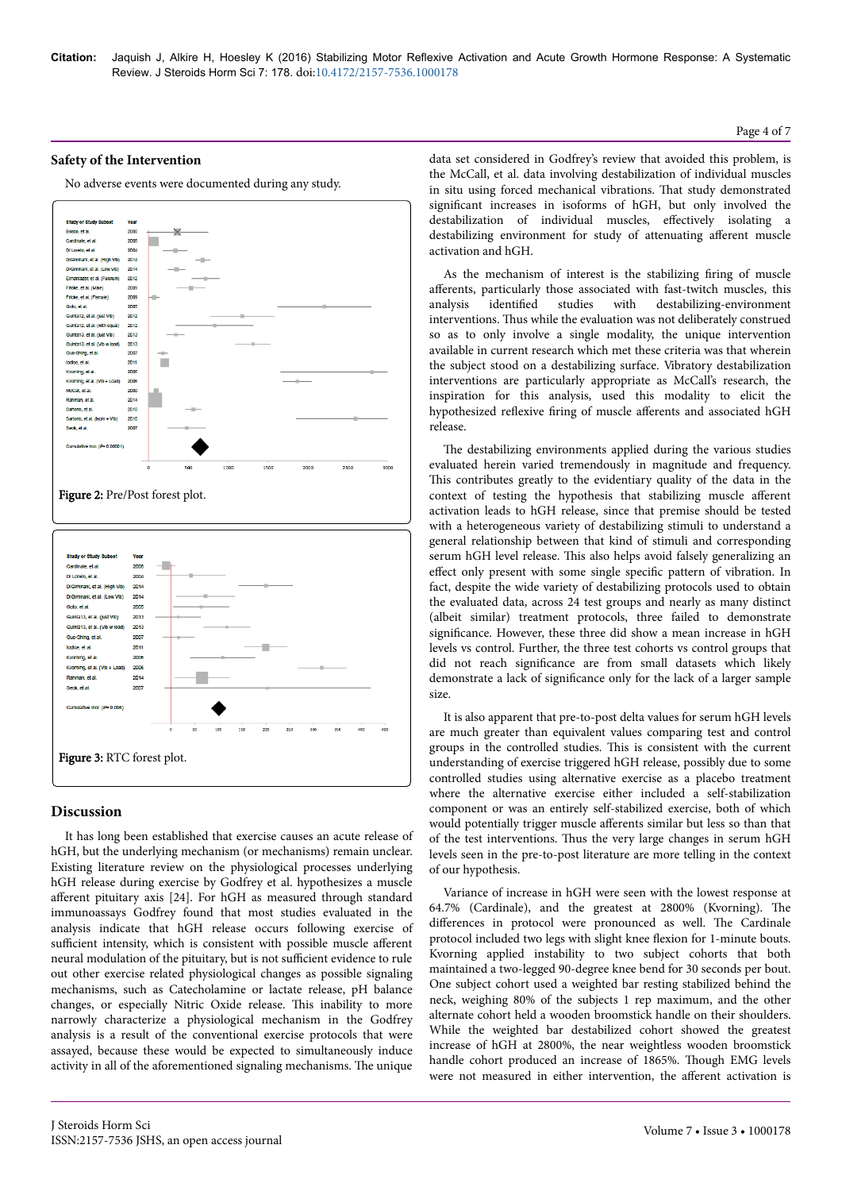## Safety of the Intervention

No adverse events were documented during any study.

Figure 2: Pre/Post forest plot.

Figure 3: RTC forest plot.

## Discussion

It has long been established that exercise causes an acute release of hGH, but the underlying mechanism (or mechanisms) remain unclear. Existing literature review on the physiological processes underlying hGH release during exercise by Godfrey et al. hypothesizes a muscle afferent pituitary axis [24]. For hGH as measured through standard immunoassays Godfrey found that most studies evaluated in the analysis indicate that hGH release occurs following exercise of sufficient intensity, which is consistent with possible muscle afferent neural modulation of the pituitary, but is not sufficient evidence to rule out other exercise related physiological changes as possible signaling mechanisms, such as Catecholamine or lactate release, pH balance changes, or especially Nitric Oxide release. This inability to more narrowly characterize a physiological mechanism in the Godfrey analysis is a result of the conventional exercise protocols that were assayed, because these would be expected to simultaneously induce activity in all of the aforementioned signaling mechanisms. The unique data set considered in Godfrey's review that avoided this problem, is the McCall, et al. data involving destabilization of individual muscles in situ using forced mechanical vibrations. That study demonstrated significant increases in isoforms of hGH, but only involved the destabilization of individual muscles, effectively isolating a destabilizing environment for study of attenuating afferent muscle activation and hGH.

As the mechanism of interest is the stabilizing firing of muscle afferents, particularly those associated with fast-twitch muscles, this analysis identified studies with destabilizing-environment interventions. Thus while the evaluation was not deliberately construed so as to only involve a single modality, the unique intervention available in current research which met these criteria was that wherein the subject stood on a destabilizing surface. Vibratory destabilization interventions are particularly appropriate as McCall's research, the inspiration for this analysis, used this modality to elicit the hypothesized reflexive firing of muscle afferents and associated hGH release.

The destabilizing environments applied during the various studies evaluated herein varied tremendously in magnitude and frequency. This contributes greatly to the evidentiary quality of the data in the context of testing the hypothesis that stabilizing muscle afferent activation leads to hGH release, since that premise should be tested with a heterogeneous variety of destabilizing stimuli to understand a general relationship between that kind of stimuli and corresponding serum hGH level release. This also helps avoid falsely generalizing an effect only present with some single specific pattern of vibration. In fact, despite the wide variety of destabilizing protocols used to obtain the evaluated data, across 24 test groups and nearly as many distinct (albeit similar) treatment protocols, three failed to demonstrate significance. However, these three did show a mean increase in hGH levels vs control. Further, the three test cohorts vs control groups that did not reach significance are from small datasets which likely demonstrate a lack of significance only for the lack of a larger sample size.

It is also apparent that pre-to-post delta values for serum hGH levels are much greater than equivalent values comparing test and control groups in the controlled studies. This is consistent with the current understanding of exercise triggered hGH release, possibly due to some controlled studies using alternative exercise as a placebo treatment where the alternative exercise either included a self-stabilization component or was an entirely self-stabilized exercise, both of which would potentially trigger muscle afferents similar but less so than that of the test interventions. Thus the very large changes in serum hGH levels seen in the pre-to-post literature are more telling in the context of our hypothesis.

Variance of increase in hGH were seen with the lowest response at 64.7% (Cardinale), and the greatest at 2800% (Kvorning). The differences in protocol were pronounced as well. The Cardinale protocol included two legs with slight knee flexion for 1-minute bouts. Kvorning applied instability to two subject cohorts that both maintained a two-legged 90-degree knee bend for 30 seconds per bout. One subject cohort used a weighted bar resting stabilized behind the neck, weighing 80% of the subjects 1 rep maximum, and the other alternate cohort held a wooden broomstick handle on their shoulders. While the weighted bar destabilized cohort showed the greatest increase of hGH at 2800%, the near weightless wooden broomstick handle cohort produced an increase of 1865%. Though EMG levels were not measured in either intervention, the afferent activation is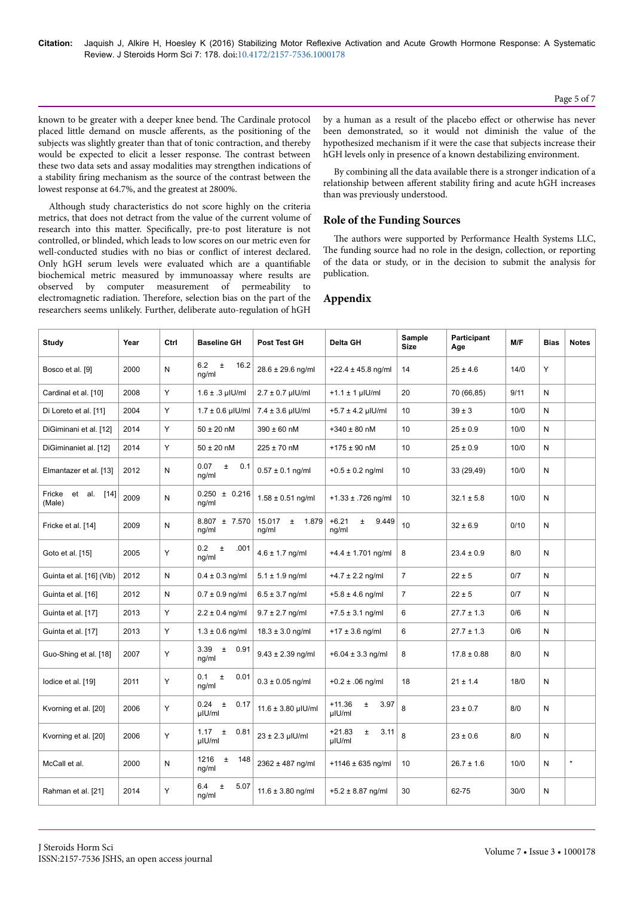known to be greater with a deeper knee bend. The Cardinale protocol placed little demand on muscle afferents, as the positioning of the subjects was slightly greater than that of tonic contraction, and thereby would be expected to elicit a lesser response. The contrast between these two data sets and assay modalities may strengthen indications of a stability firing mechanism as the source of the contrast between the lowest response at 64.7%, and the greatest at 2800%.

Although study characteristics do not score highly on the criteria metrics, that does not detract from the value of the current volume of research into this matter. Specifically, pre-to post literature is not controlled, or blinded, which leads to low scores on our metric even for well-conducted studies with no bias or conflict of interest declared. Only hGH serum levels were evaluated which are a quantifiable biochemical metric measured by immunoassay where results are observed by computer measurement of permeability to electromagnetic radiation. Therefore, selection bias on the part of the researchers seems unlikely. Further, deliberate auto-regulation of hGH by a human as a result of the placebo effect or otherwise has never been demonstrated, so it would not diminish the value of the hypothesized mechanism if it were the case that subjects increase their hGH levels only in presence of a known destabilizing environment.

By combining all the data available there is a stronger indication of a relationship between afferent stability firing and acute hGH increases than was previously understood.

## Role of the Funding Sources

The authors were supported by Performance Health Systems LLC, The funding source had no role in the design, collection, or reporting of the data or study, or in the decision to submit the analysis for publication.

## Appendix

| Study | Year | Ctrl | Baseline GH | Post Test GH | Delta GH | Sample Size | Participant Age | M/F | Bias | Notes |
|---|---|---|---|---|---|---|---|---|---|---|
| Bosco et al. [9] | 2000 | N | 6.2 ± 16.2 ng/ml | 28.6 ± 29.6 ng/ml | +22.4 ± 45.8 ng/ml | 14 | 25 ± 4.6 | 14/0 | Y | |
| Cardinal et al. [10] | 2008 | Y | 1.6 ± .3 µIU/ml | 2.7 ± 0.7 µIU/ml | +1.1 ± 1 µIU/ml | 20 | 70 (66,85) | 9/11 | N | |
| Di Loreto et al. [11] | 2004 | Y | 1.7 ± 0.6 µIU/ml | 7.4 ± 3.6 µIU/ml | +5.7 ± 4.2 µIU/ml | 10 | 39 ± 3 | 10/0 | N | |
| DiGiminani et al. [12] | 2014 | Y | 50 ± 20 nM | 390 ± 60 nM | +340 ± 80 nM | 10 | 25 ± 0.9 | 10/0 | N | |
| DiGiminaniet al. [12] | 2014 | Y | 50 ± 20 nM | 225 ± 70 nM | +175 ± 90 nM | 10 | 25 ± 0.9 | 10/0 | N | |
| Elmantazer et al. [13] | 2012 | N | 0.07 ± 0.1 ng/ml | 0.57 ± 0.1 ng/ml | +0.5 ± 0.2 ng/ml | 10 | 33 (29,49) | 10/0 | N | |
| Fricke et al. [14] (Male) | 2009 | N | 0.250 ± 0.216 ng/ml | 1.58 ± 0.51 ng/ml | +1.33 ± .726 ng/ml | 10 | 32.1 ± 5.8 | 10/0 | N | |
| Fricke et al. [14] | 2009 | N | 8.807 ± 7.570 ng/ml | 15.017 ± 1.879 ng/ml | +6.21 ± 9.449 ng/ml | 10 | 32 ± 6.9 | 0/10 | N | |
| Goto et al. [15] | 2005 | Y | 0.2 ± .001 ng/ml | 4.6 ± 1.7 ng/ml | +4.4 ± 1.701 ng/ml | 8 | 23.4 ± 0.9 | 8/0 | N | |
| Guinta et al. [16] (Vib) | 2012 | N | 0.4 ± 0.3 ng/ml | 5.1 ± 1.9 ng/ml | +4.7 ± 2.2 ng/ml | 7 | 22 ± 5 | 0/7 | N | |
| Guinta et al. [16] | 2012 | N | 0.7 ± 0.9 ng/ml | 6.5 ± 3.7 ng/ml | +5.8 ± 4.6 ng/ml | 7 | 22 ± 5 | 0/7 | N | |
| Guinta et al. [17] | 2013 | Y | 2.2 ± 0.4 ng/ml | 9.7 ± 2.7 ng/ml | +7.5 ± 3.1 ng/ml | 6 | 27.7 ± 1.3 | 0/6 | N | |
| Guinta et al. [17] | 2013 | Y | 1.3 ± 0.6 ng/ml | 18.3 ± 3.0 ng/ml | +17 ± 3.6 ng/ml | 6 | 27.7 ± 1.3 | 0/6 | N | |
| Guo-Shing et al. [18] | 2007 | Y | 3.39 ± 0.91 ng/ml | 9.43 ± 2.39 ng/ml | +6.04 ± 3.3 ng/ml | 8 | 17.8 ± 0.88 | 8/0 | N | |
| Iodice et al. [19] | 2011 | Y | 0.1 ± 0.01 ng/ml | 0.3 ± 0.05 ng/ml | +0.2 ± .06 ng/ml | 18 | 21 ± 1.4 | 18/0 | N | |
| Kvorning et al. [20] | 2006 | Y | 0.24 ± 0.17 µIU/ml | 11.6 ± 3.80 µIU/ml | +11.36 ± 3.97 µIU/ml | 8 | 23 ± 0.7 | 8/0 | N | |
| Kvorning et al. [20] | 2006 | Y | 1.17 ± 0.81 µIU/ml | 23 ± 2.3 µIU/ml | +21.83 ± 3.11 µIU/ml | 8 | 23 ± 0.6 | 8/0 | N | |
| McCall et al. | 2000 | N | 1216 ± 148 ng/ml | 2362 ± 487 ng/ml | +1146 ± 635 ng/ml | 10 | 26.7 ± 1.6 | 10/0 | N | * |
| Rahman et al. [21] | 2014 | Y | 6.4 ± 5.07 ng/ml | 11.6 ± 3.80 ng/ml | +5.2 ± 8.87 ng/ml | 30 | 62-75 | 30/0 | N | |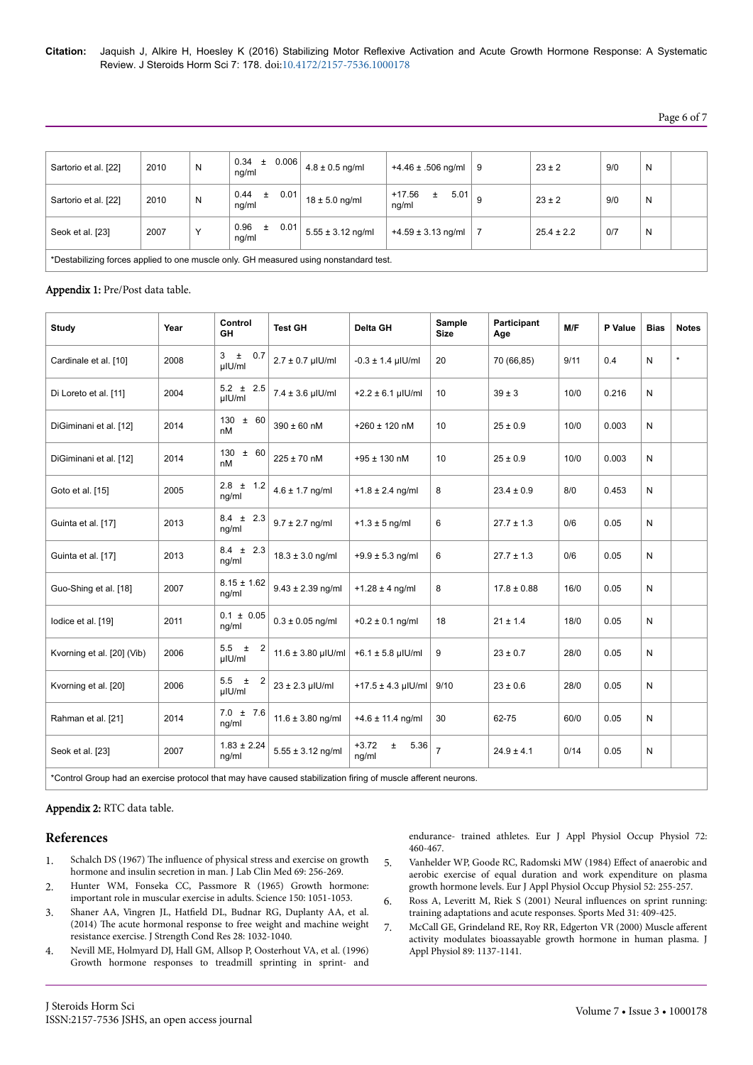| | | | | | | | | | | |
|---|---|---|---|---|---|---|---|---|---|---|
| Sartorio et al. [22] | 2010 | N | 0.34 ± 0.006 ng/ml | 4.8 ± 0.5 ng/ml | +4.46 ± .506 ng/ml | 9 | 23 ± 2 | 9/0 | N | |
| Sartorio et al. [22] | 2010 | N | 0.44 ± 0.01 ng/ml | 18 ± 5.0 ng/ml | +17.56 ± 5.01 ng/ml | 9 | 23 ± 2 | 9/0 | N | |
| Seok et al. [23] | 2007 | Y | 0.96 ± 0.01 ng/ml | 5.55 ± 3.12 ng/ml | +4.59 ± 3.13 ng/ml | 7 | 25.4 ± 2.2 | 0/7 | N | |

*Destabilizing forces applied to one muscle only. GH measured using nonstandard test.

**Appendix 1:** Pre/Post data table.

| Study | Year | Control GH | Test GH | Delta GH | Sample Size | Participant Age | M/F | P Value | Bias | Notes |
|---|---|---|---|---|---|---|---|---|---|---|
| Cardinale et al. [10] | 2008 | 3 ± 0.7 μIU/ml | 2.7 ± 0.7 μIU/ml | -0.3 ± 1.4 μIU/ml | 20 | 70 (66,85) | 9/11 | 0.4 | N | * |
| Di Loreto et al. [11] | 2004 | 5.2 ± 2.5 μIU/ml | 7.4 ± 3.6 μIU/ml | +2.2 ± 6.1 μIU/ml | 10 | 39 ± 3 | 10/0 | 0.216 | N | |
| DiGiminani et al. [12] | 2014 | 130 ± 60 nM | 390 ± 60 nM | +260 ± 120 nM | 10 | 25 ± 0.9 | 10/0 | 0.003 | N | |
| DiGiminani et al. [12] | 2014 | 130 ± 60 nM | 225 ± 70 nM | +95 ± 130 nM | 10 | 25 ± 0.9 | 10/0 | 0.003 | N | |
| Goto et al. [15] | 2005 | 2.8 ± 1.2 ng/ml | 4.6 ± 1.7 ng/ml | +1.8 ± 2.4 ng/ml | 8 | 23.4 ± 0.9 | 8/0 | 0.453 | N | |
| Guinta et al. [17] | 2013 | 8.4 ± 2.3 ng/ml | 9.7 ± 2.7 ng/ml | +1.3 ± 5 ng/ml | 6 | 27.7 ± 1.3 | 0/6 | 0.05 | N | |
| Guinta et al. [17] | 2013 | 8.4 ± 2.3 ng/ml | 18.3 ± 3.0 ng/ml | +9.9 ± 5.3 ng/ml | 6 | 27.7 ± 1.3 | 0/6 | 0.05 | N | |
| Guo-Shing et al. [18] | 2007 | 8.15 ± 1.62 ng/ml | 9.43 ± 2.39 ng/ml | +1.28 ± 4 ng/ml | 8 | 17.8 ± 0.88 | 16/0 | 0.05 | N | |
| Iodice et al. [19] | 2011 | 0.1 ± 0.05 ng/ml | 0.3 ± 0.05 ng/ml | +0.2 ± 0.1 ng/ml | 18 | 21 ± 1.4 | 18/0 | 0.05 | N | |
| Kvorning et al. [20] (Vib) | 2006 | 5.5 ± 2 μIU/ml | 11.6 ± 3.80 μIU/ml | +6.1 ± 5.8 μIU/ml | 9 | 23 ± 0.7 | 28/0 | 0.05 | N | |
| Kvorning et al. [20] | 2006 | 5.5 ± 2 μIU/ml | 23 ± 2.3 μIU/ml | +17.5 ± 4.3 μIU/ml | 9/10 | 23 ± 0.6 | 28/0 | 0.05 | N | |
| Rahman et al. [21] | 2014 | 7.0 ± 7.6 ng/ml | 11.6 ± 3.80 ng/ml | +4.6 ± 11.4 ng/ml | 30 | 62-75 | 60/0 | 0.05 | N | |
| Seok et al. [23] | 2007 | 1.83 ± 2.24 ng/ml | 5.55 ± 3.12 ng/ml | +3.72 ± 5.36 ng/ml | 7 | 24.9 ± 4.1 | 0/14 | 0.05 | N | |

*Control Group had an exercise protocol that may have caused stabilization firing of muscle afferent neurons.

**Appendix 2:** RTC data table.

# References

1. Schalch DS (1967) The influence of physical stress and exercise on growth hormone and insulin secretion in man. J Lab Clin Med 69: 256-269.
2. Hunter WM, Fonseka CC, Passmore R (1965) Growth hormone: important role in muscular exercise in adults. Science 150: 1051-1053.
3. Shaner AA, Vingren JL, Hatfield DL, Budnar RG, Duplanty AA, et al. (2014) The acute hormonal response to free weight and machine weight resistance exercise. J Strength Cond Res 28: 1032-1040.
4. Nevill ME, Holmyard DJ, Hall GM, Allsop P, Oosterhout VA, et al. (1996) Growth hormone responses to treadmill sprinting in sprint- and endurance- trained athletes. Eur J Appl Physiol Occup Physiol 72: 460-467.
5. Vanhelder WP, Goode RC, Radomski MW (1984) Effect of anaerobic and aerobic exercise of equal duration and work expenditure on plasma growth hormone levels. Eur J Appl Physiol Occup Physiol 52: 255-257.
6. Ross A, Leveritt M, Riek S (2001) Neural influences on sprint running: training adaptations and acute responses. Sports Med 31: 409-425.
7. McCall GE, Grindeland RE, Roy RR, Edgerton VR (2000) Muscle afferent activity modulates bioassayable growth hormone in human plasma. J Appl Physiol 89: 1137-1141.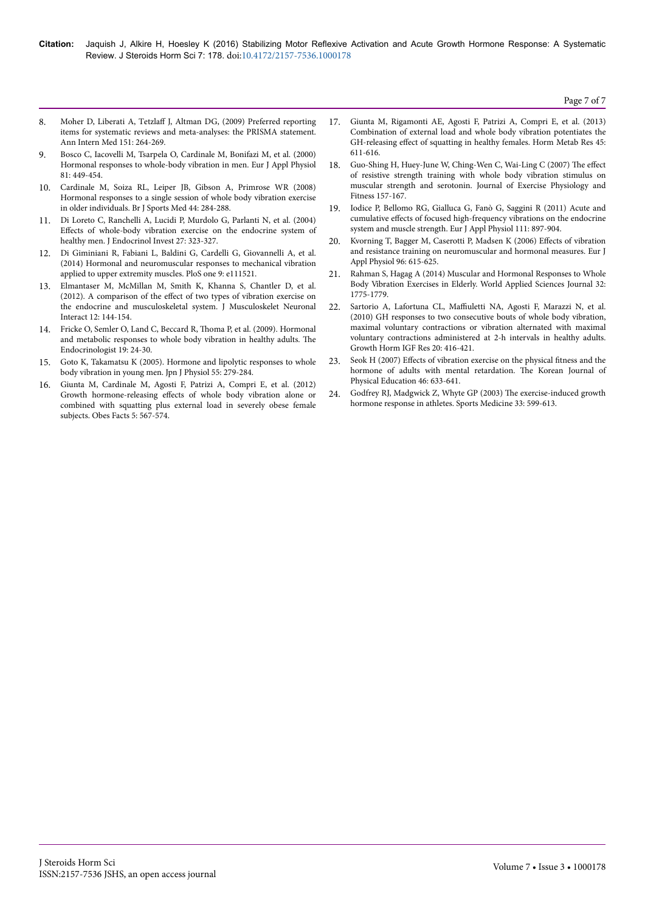8. Moher D, Liberati A, Tetzlaff J, Altman DG, (2009) Preferred reporting items for systematic reviews and meta-analyses: the PRISMA statement. Ann Intern Med 151: 264-269.
9. Bosco C, Iacovelli M, Tsarpela O, Cardinale M, Bonifazi M, et al. (2000) Hormonal responses to whole-body vibration in men. Eur J Appl Physiol 81: 449-454.
10. Cardinale M, Soiza RL, Leiper JB, Gibson A, Primrose WR (2008) Hormonal responses to a single session of whole body vibration exercise in older individuals. Br J Sports Med 44: 284-288.
11. Di Loreto C, Ranchelli A, Lucidi P, Murdolo G, Parlanti N, et al. (2004) Effects of whole-body vibration exercise on the endocrine system of healthy men. J Endocrinol Invest 27: 323-327.
12. Di Giminiani R, Fabiani L, Baldini G, Cardelli G, Giovannelli A, et al. (2014) Hormonal and neuromuscular responses to mechanical vibration applied to upper extremity muscles. PloS one 9: e111521.
13. Elmantaser M, McMillan M, Smith K, Khanna S, Chantler D, et al. (2012). A comparison of the effect of two types of vibration exercise on the endocrine and musculoskeletal system. J Musculoskelet Neuronal Interact 12: 144-154.
14. Fricke O, Semler O, Land C, Beccard R, Thoma P, et al. (2009). Hormonal and metabolic responses to whole body vibration in healthy adults. The Endocrinologist 19: 24-30.
15. Goto K, Takamatsu K (2005). Hormone and lipolytic responses to whole body vibration in young men. Jpn J Physiol 55: 279-284.
16. Giunta M, Cardinale M, Agosti F, Patrizi A, Compri E, et al. (2012) Growth hormone-releasing effects of whole body vibration alone or combined with squatting plus external load in severely obese female subjects. Obes Facts 5: 567-574.
17. Giunta M, Rigamonti AE, Agosti F, Patrizi A, Compri E, et al. (2013) Combination of external load and whole body vibration potentiates the GH-releasing effect of squatting in healthy females. Horm Metab Res 45: 611-616.
18. Guo-Shing H, Huey-June W, Ching-Wen C, Wai-Ling C (2007) The effect of resistive strength training with whole body vibration stimulus on muscular strength and serotonin. Journal of Exercise Physiology and Fitness 157-167.
19. Iodice P, Bellomo RG, Gialluca G, Fanò G, Saggini R (2011) Acute and cumulative effects of focused high-frequency vibrations on the endocrine system and muscle strength. Eur J Appl Physiol 111: 897-904.
20. Kvorning T, Bagger M, Caserotti P, Madsen K (2006) Effects of vibration and resistance training on neuromuscular and hormonal measures. Eur J Appl Physiol 96: 615-625.
21. Rahman S, Hagag A (2014) Muscular and Hormonal Responses to Whole Body Vibration Exercises in Elderly. World Applied Sciences Journal 32: 1775-1779.
22. Sartorio A, Lafortuna CL, Maffiuletti NA, Agosti F, Marazzi N, et al. (2010) GH responses to two consecutive bouts of whole body vibration, maximal voluntary contractions or vibration alternated with maximal voluntary contractions administered at 2-h intervals in healthy adults. Growth Horm IGF Res 20: 416-421.
23. Seok H (2007) Effects of vibration exercise on the physical fitness and the hormone of adults with mental retardation. The Korean Journal of Physical Education 46: 633-641.
24. Godfrey RJ, Madgwick Z, Whyte GP (2003) The exercise-induced growth hormone response in athletes. Sports Medicine 33: 599-613.